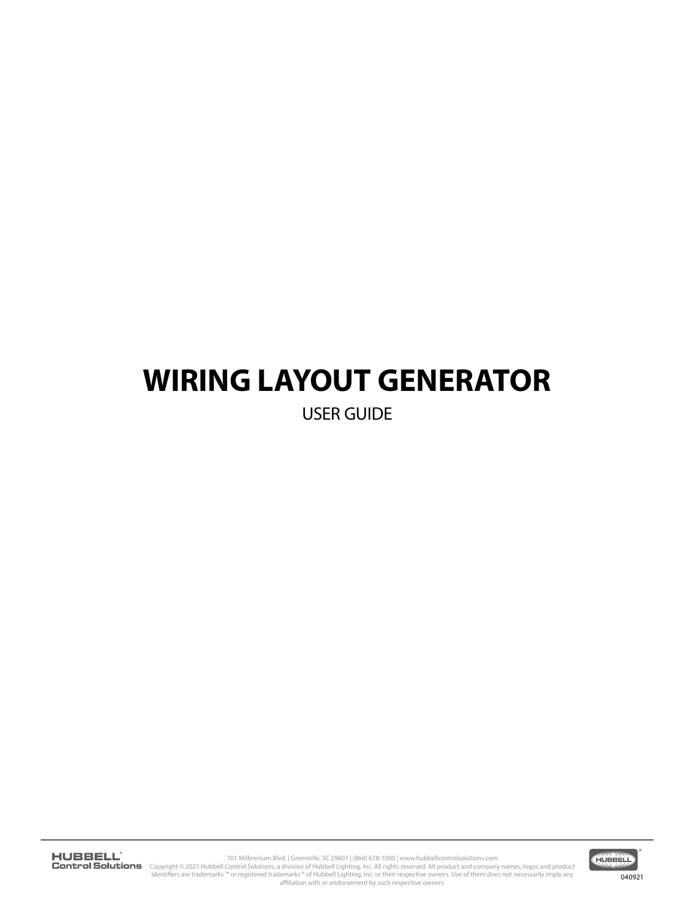# WIRING LAYOUT GENERATOR

USER GUIDE

701 Millennium Blvd. | Greenville, SC 29607 | (864) 678-1000 | www.hubbellcontrolsolutions.com
Copyright © 2021 Hubbell Control Solutions, a division of Hubbell Lighting, Inc. All rights reserved. All product and company names, logos and product identifiers are trademarks ™ or registered trademarks ® of Hubbell Lighting, Inc. or their respective owners. Use of them does not necessarily imply any affiliation with or endorsement by such respective owners.

040921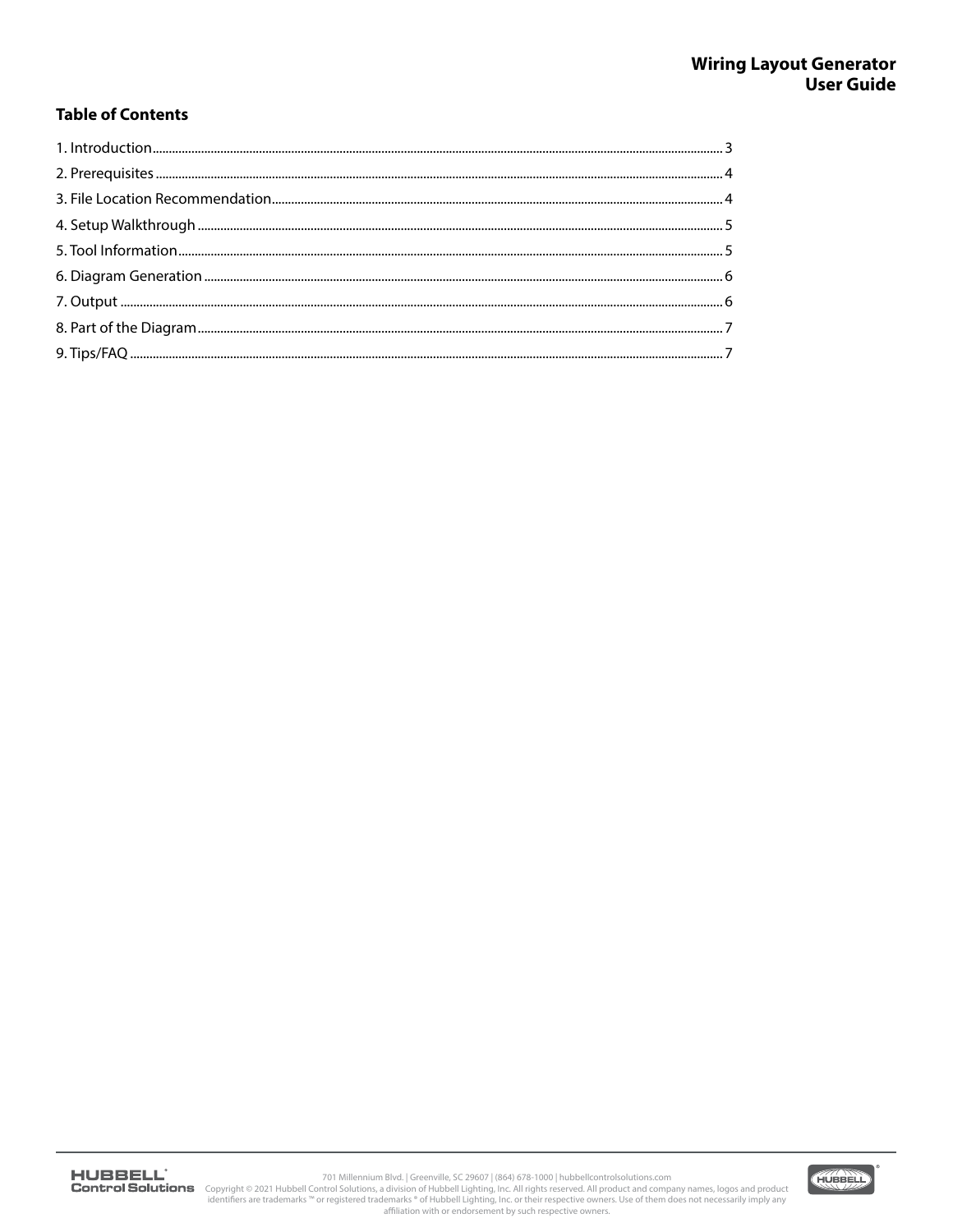## Table of Contents

| | |
|---|---|
| 1. Introduction | 3 |
| 2. Prerequisites | 4 |
| 3. File Location Recommendation | 4 |
| 4. Setup Walkthrough | 5 |
| 5. Tool Information | 5 |
| 6. Diagram Generation | 6 |
| 7. Output | 6 |
| 8. Part of the Diagram | 7 |
| 9. Tips/FAQ | 7 |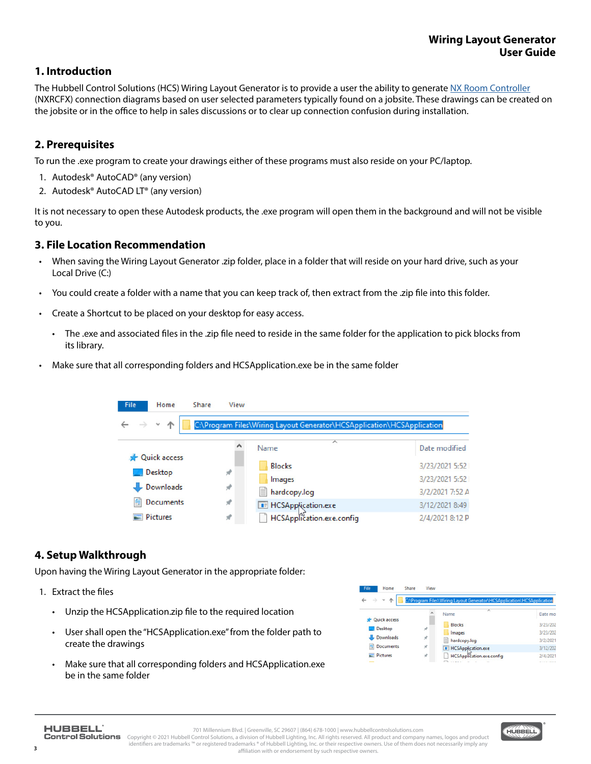## 1. Introduction

The Hubbell Control Solutions (HCS) Wiring Layout Generator is to provide a user the ability to generate NX Room Controller (NXRCFX) connection diagrams based on user selected parameters typically found on a jobsite. These drawings can be created on the jobsite or in the office to help in sales discussions or to clear up connection confusion during installation.

## 2. Prerequisites

To run the .exe program to create your drawings either of these programs must also reside on your PC/laptop.

1. Autodesk® AutoCAD® (any version)
2. Autodesk® AutoCAD LT® (any version)

It is not necessary to open these Autodesk products, the .exe program will open them in the background and will not be visible to you.

## 3. File Location Recommendation

- When saving the Wiring Layout Generator .zip folder, place in a folder that will reside on your hard drive, such as your Local Drive (C:)
- You could create a folder with a name that you can keep track of, then extract from the .zip file into this folder.
- Create a Shortcut to be placed on your desktop for easy access.
  - The .exe and associated files in the .zip file need to reside in the same folder for the application to pick blocks from its library.
- Make sure that all corresponding folders and HCSApplication.exe be in the same folder

## 4. Setup Walkthrough

Upon having the Wiring Layout Generator in the appropriate folder:

1. Extract the files
   - Unzip the HCSApplication.zip file to the required location
   - User shall open the "HCSApplication.exe" from the folder path to create the drawings
   - Make sure that all corresponding folders and HCSApplication.exe be in the same folder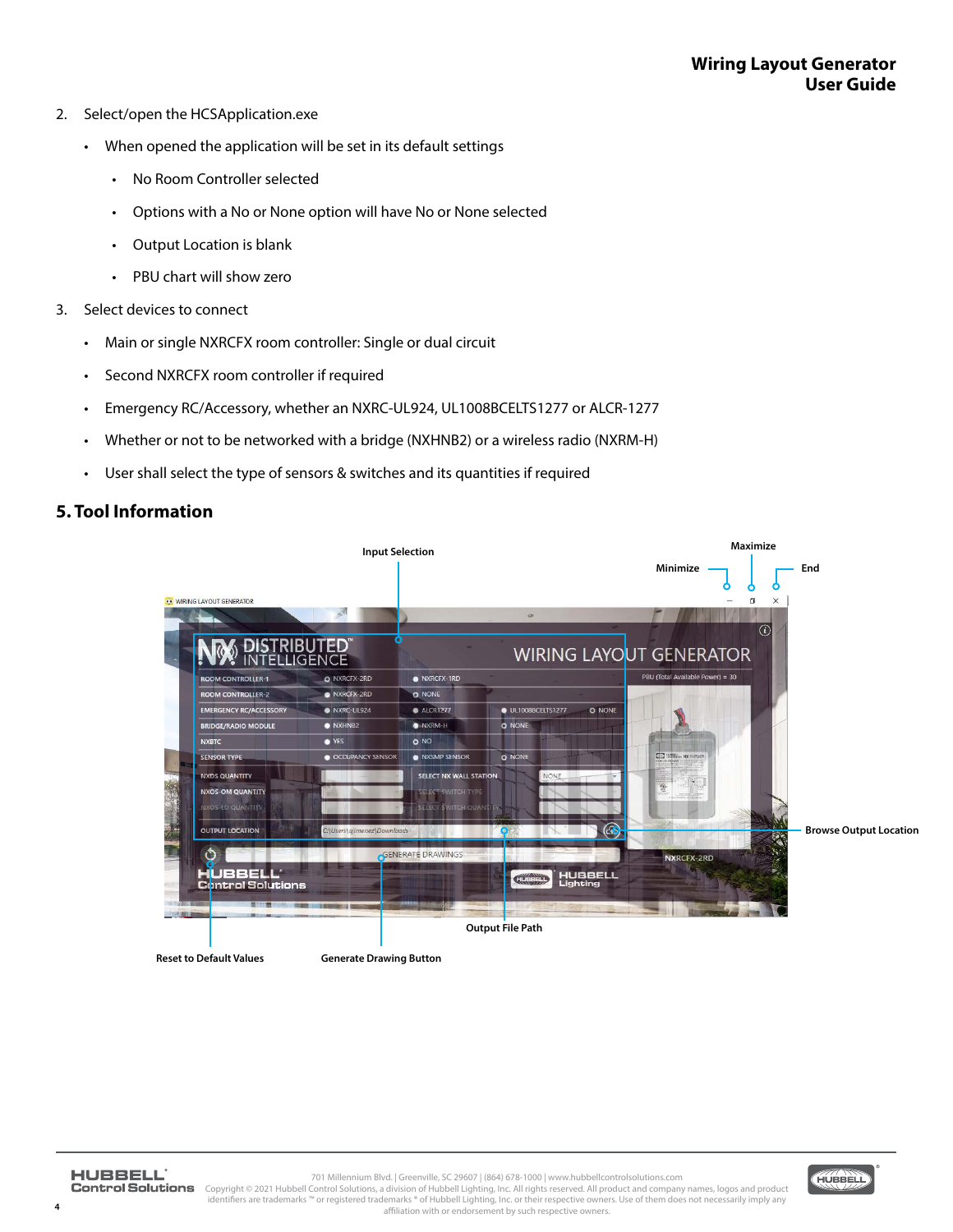2. Select/open the HCSApplication.exe
    - When opened the application will be set in its default settings
        - No Room Controller selected
        - Options with a No or None option will have No or None selected
        - Output Location is blank
        - PBU chart will show zero
3. Select devices to connect
    - Main or single NXRCFX room controller: Single or dual circuit
    - Second NXRCFX room controller if required
    - Emergency RC/Accessory, whether an NXRC-UL924, UL1008BCELTS1277 or ALCR-1277
    - Whether or not to be networked with a bridge (NXHNB2) or a wireless radio (NXRM-H)
    - User shall select the type of sensors & switches and its quantities if required

## 5. Tool Information

Input Selection

Minimize

Maximize

End

Browse Output Location

Output File Path

Reset to Default Values

Generate Drawing Button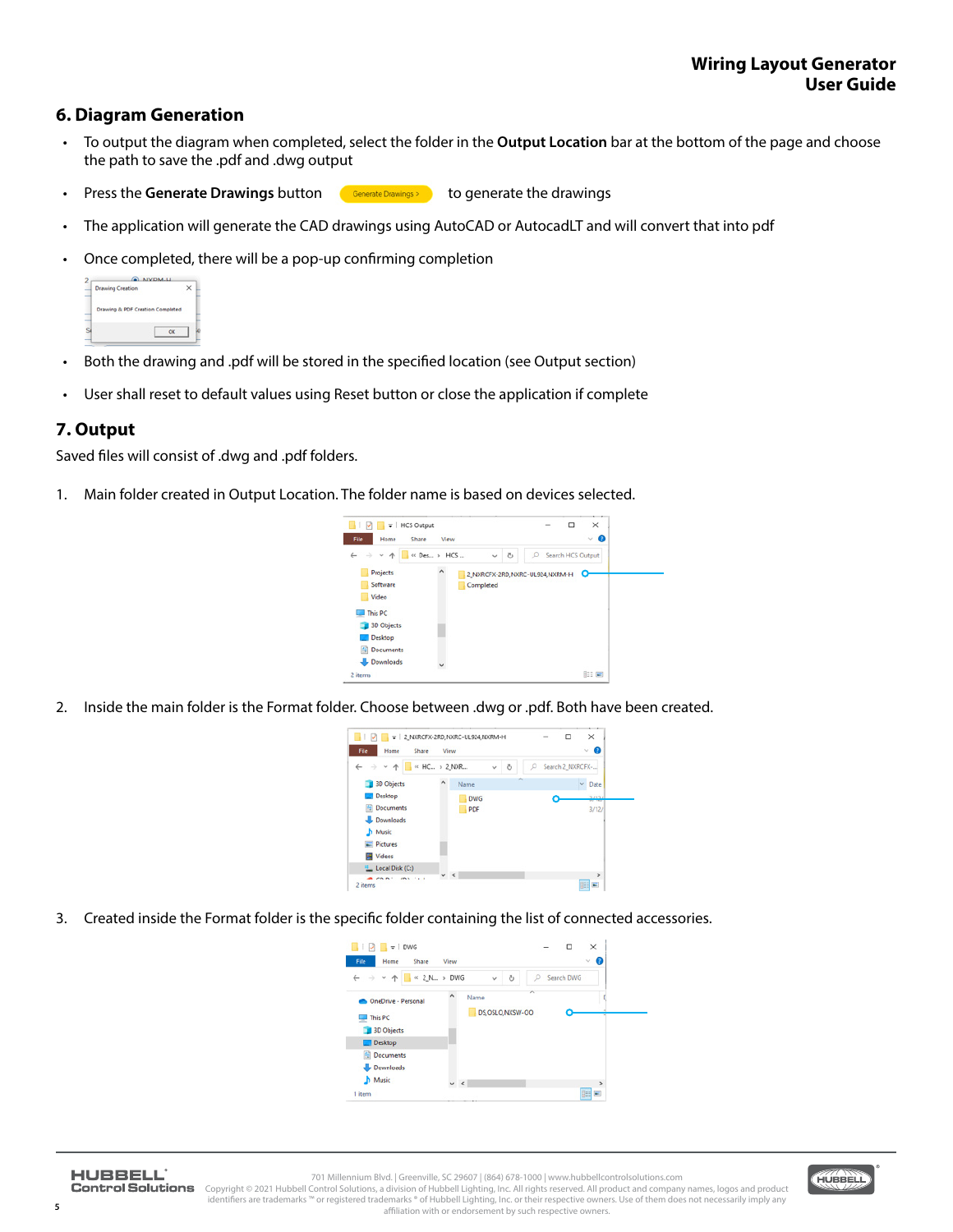## 6. Diagram Generation

- To output the diagram when completed, select the folder in the **Output Location** bar at the bottom of the page and choose the path to save the .pdf and .dwg output
- Press the **Generate Drawings** button to generate the drawings
- The application will generate the CAD drawings using AutoCAD or AutocadLT and will convert that into pdf
- Once completed, there will be a pop-up confirming completion
- Both the drawing and .pdf will be stored in the specified location (see Output section)
- User shall reset to default values using Reset button or close the application if complete

## 7. Output

Saved files will consist of .dwg and .pdf folders.

1. Main folder created in Output Location. The folder name is based on devices selected.
2. Inside the main folder is the Format folder. Choose between .dwg or .pdf. Both have been created.
3. Created inside the Format folder is the specific folder containing the list of connected accessories.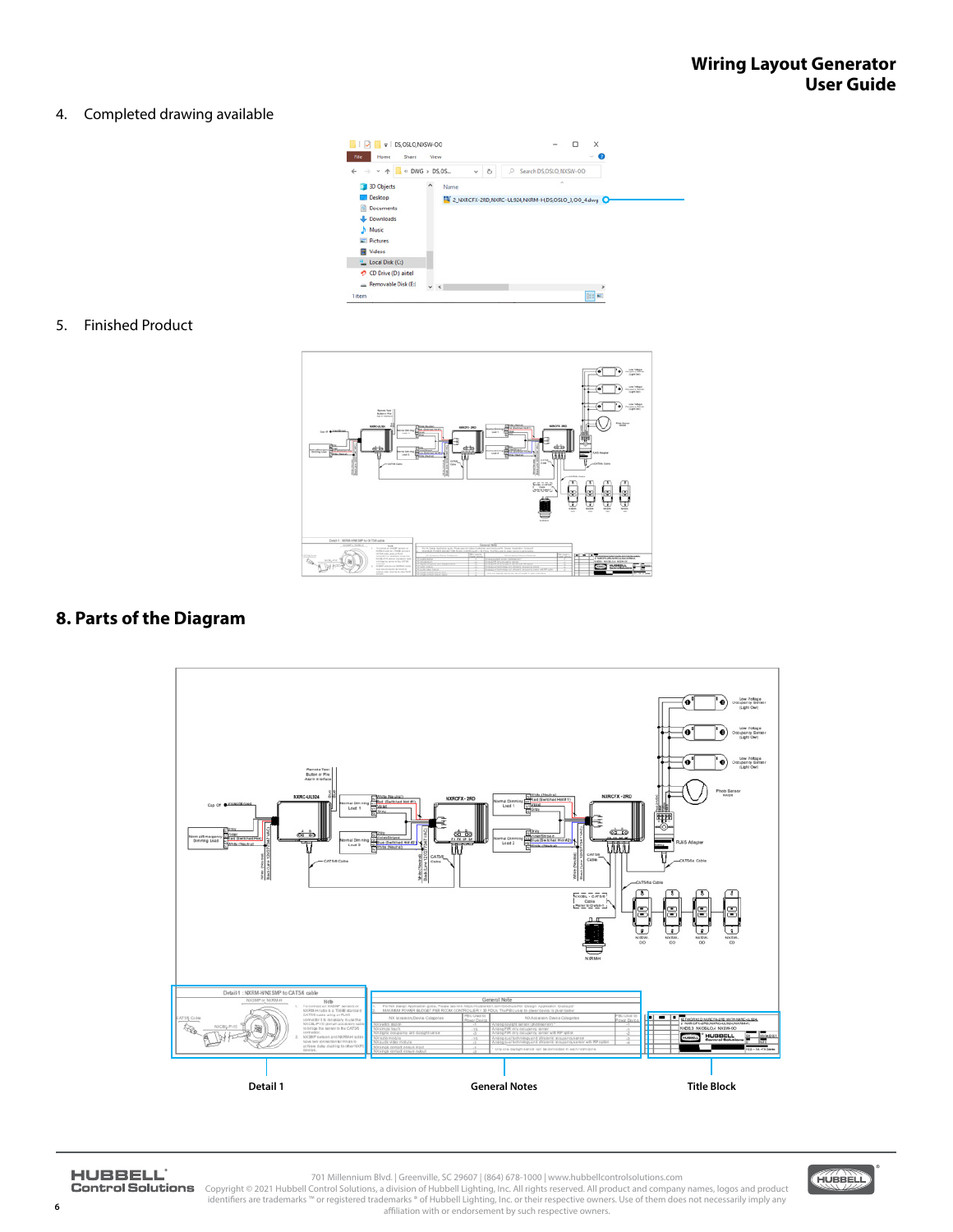4. Completed drawing available

5. Finished Product

## 8. Parts of the Diagram

Detail 1

General Notes

Title Block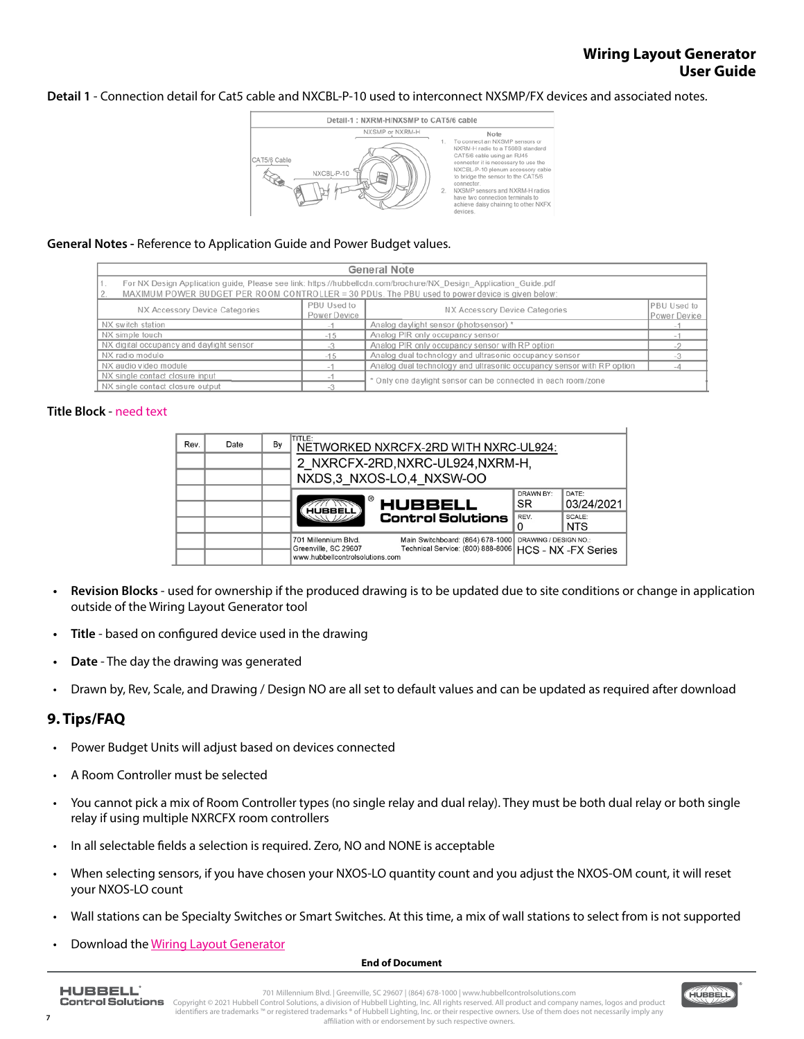**Detail 1** - Connection detail for Cat5 cable and NXCBL-P-10 used to interconnect NXSMP/FX devices and associated notes.

Detail-1 : NXRM-H/NXSMP to CAT5/6 cable

NXSMP or NXRM-H

CAT5/6 Cable

NXCBL-P-10

Note

1. To connect an NXSMP sensors or NXRM-H radio to a T568B standard CAT5/6 cable using an RJ45 connector it is necessary to use the NXCBL-P-10 plenum accessory cable to bridge the sensor to the CAT5/6 connector.
2. NXSMP sensors and NXRM-H radios have two connection terminals to achieve daisy chaining to other NXFX devices.

**General Notes** - Reference to Application Guide and Power Budget values.

General Note

1. For NX Design Application guide, Please see link: https://hubbellcdn.com/brochure/NX_Design_Application_Guide.pdf
2. MAXIMUM POWER BUDGET PER ROOM CONTROLLER = 30 PDUs. The PBU used to power device is given below:

| NX Accessory Device Categories | PBU Used to Power Device | NX Accessory Device Categories | PBU Used to Power Device |
|---|---|---|---|
| NX switch station | -1 | Analog daylight sensor (photosensor) * | -1 |
| NX simple touch | -1.5 | Analog PIR only occupancy sensor | -1 |
| NX digital occupancy and daylight sensor | -3 | Analog PIR only occupancy sensor with RP option | -2 |
| NX radio module | -1.5 | Analog dual technology and ultrasonic occupancy sensor | -3 |
| NX audio video module | -1 | Analog dual technology and ultrasonic occupancy sensor with RP option | -4 |
| NX single contact closure input | -1 | * Only one daylight sensor can be connected in each room/zone | |
| NX single contact closure output | -3 | | |

**Title Block** - need text

| Rev. | Date | By |
|---|---|---|
| | | |
| | | |
| | | |
| | | |
| | | |
| | | |
| | | |

TITLE:
NETWORKED NXRCFX-2RD WITH NXRC-UL924:
2_NXRCFX-2RD,NXRC-UL924,NXRM-H,
NXDS,3_NXOS-LO,4_NXSW-OO

HUBBELL® Control Solutions

DRAWN BY: SR | DATE: 03/24/2021
REV. 0 | SCALE: NTS

701 Millennium Blvd.
Greenville, SC 29607
www.hubbellcontrolsolutions.com

Main Switchboard: (864) 678-1000
Technical Service: (800) 888-8006

DRAWING / DESIGN NO.: HCS - NX -FX Series

- **Revision Blocks** - used for ownership if the produced drawing is to be updated due to site conditions or change in application outside of the Wiring Layout Generator tool
- **Title** - based on configured device used in the drawing
- **Date** - The day the drawing was generated
- Drawn by, Rev, Scale, and Drawing / Design NO are all set to default values and can be updated as required after download

## 9. Tips/FAQ

- Power Budget Units will adjust based on devices connected
- A Room Controller must be selected
- You cannot pick a mix of Room Controller types (no single relay and dual relay). They must be both dual relay or both single relay if using multiple NXRCFX room controllers
- In all selectable fields a selection is required. Zero, NO and NONE is acceptable
- When selecting sensors, if you have chosen your NXOS-LO quantity count and you adjust the NXOS-OM count, it will reset your NXOS-LO count
- Wall stations can be Specialty Switches or Smart Switches. At this time, a mix of wall stations to select from is not supported
- Download the Wiring Layout Generator

**End of Document**

701 Millennium Blvd. | Greenville, SC 29607 | (864) 678-1000 | www.hubbellcontrolsolutions.com
Copyright © 2021 Hubbell Control Solutions, a division of Hubbell Lighting, Inc. All rights reserved. All product and company names, logos and product identifiers are trademarks ™ or registered trademarks ® of Hubbell Lighting, Inc. or their respective owners. Use of them does not necessarily imply any affiliation with or endorsement by such respective owners.